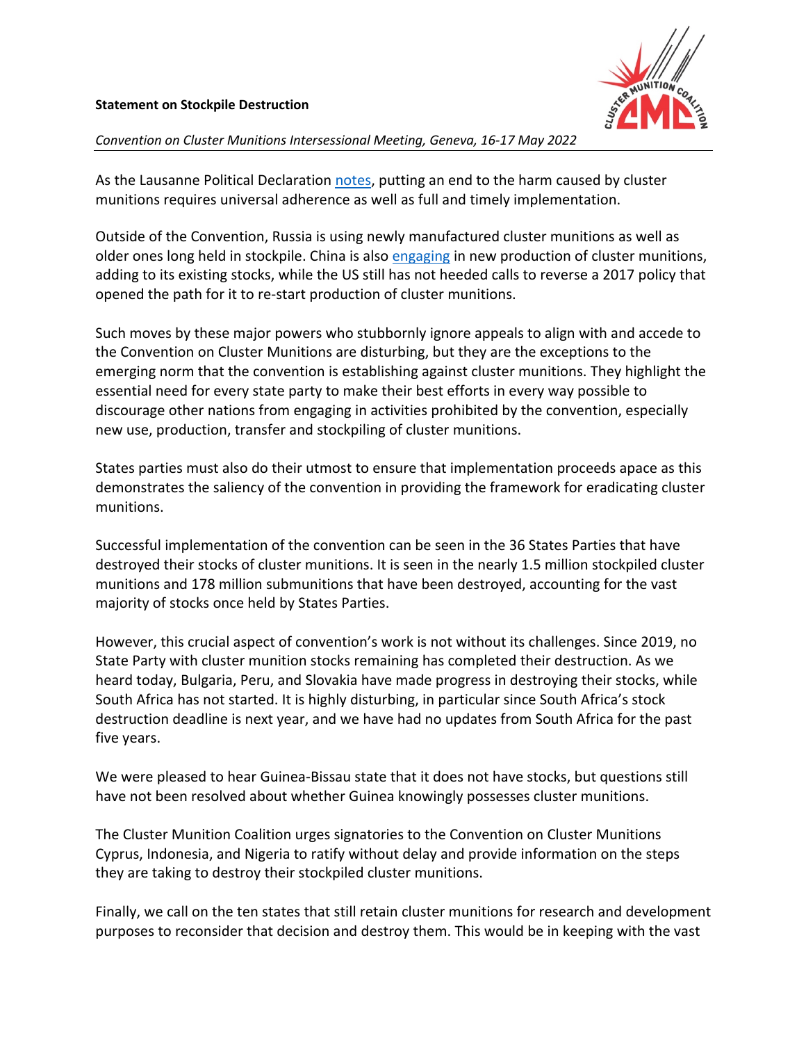**Statement on Stockpile Destruction**

*Convention on Cluster Munitions Intersessional Meeting, Geneva, 16-17 May 2022*

As the Lausanne Political Declaration notes, putting an end to the harm caused by cluster munitions requires universal adherence as well as full and timely implementation.

Outside of the Convention, Russia is using newly manufactured cluster munitions as well as older ones long held in stockpile. China is also engaging in new production of cluster munitions, adding to its existing stocks, while the US still has not heeded calls to reverse a 2017 policy that opened the path for it to re-start production of cluster munitions.

Such moves by these major powers who stubbornly ignore appeals to align with and accede to the Convention on Cluster Munitions are disturbing, but they are the exceptions to the emerging norm that the convention is establishing against cluster munitions. They highlight the essential need for every state party to make their best efforts in every way possible to discourage other nations from engaging in activities prohibited by the convention, especially new use, production, transfer and stockpiling of cluster munitions.

States parties must also do their utmost to ensure that implementation proceeds apace as this demonstrates the saliency of the convention in providing the framework for eradicating cluster munitions.

Successful implementation of the convention can be seen in the 36 States Parties that have destroyed their stocks of cluster munitions. It is seen in the nearly 1.5 million stockpiled cluster munitions and 178 million submunitions that have been destroyed, accounting for the vast majority of stocks once held by States Parties.

However, this crucial aspect of convention's work is not without its challenges. Since 2019, no State Party with cluster munition stocks remaining has completed their destruction. As we heard today, Bulgaria, Peru, and Slovakia have made progress in destroying their stocks, while South Africa has not started. It is highly disturbing, in particular since South Africa's stock destruction deadline is next year, and we have had no updates from South Africa for the past five years.

We were pleased to hear Guinea-Bissau state that it does not have stocks, but questions still have not been resolved about whether Guinea knowingly possesses cluster munitions.

The Cluster Munition Coalition urges signatories to the Convention on Cluster Munitions Cyprus, Indonesia, and Nigeria to ratify without delay and provide information on the steps they are taking to destroy their stockpiled cluster munitions.

Finally, we call on the ten states that still retain cluster munitions for research and development purposes to reconsider that decision and destroy them. This would be in keeping with the vast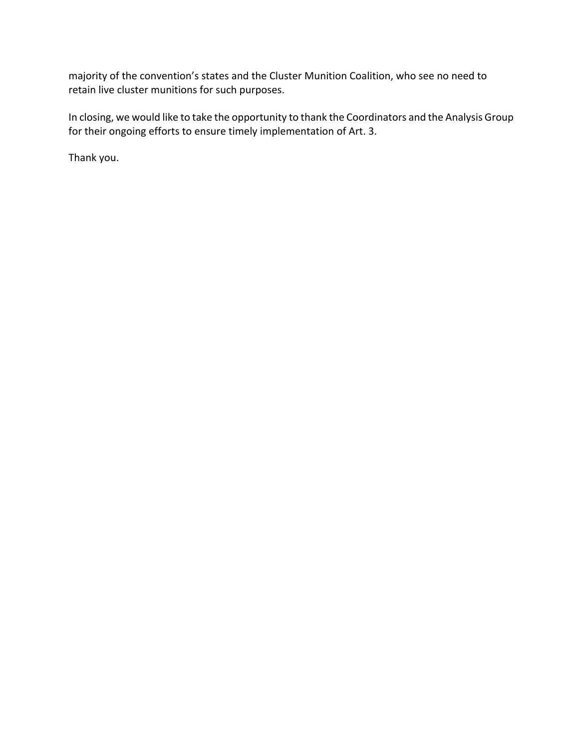majority of the convention's states and the Cluster Munition Coalition, who see no need to retain live cluster munitions for such purposes.

In closing, we would like to take the opportunity to thank the Coordinators and the Analysis Group for their ongoing efforts to ensure timely implementation of Art. 3.

Thank you.